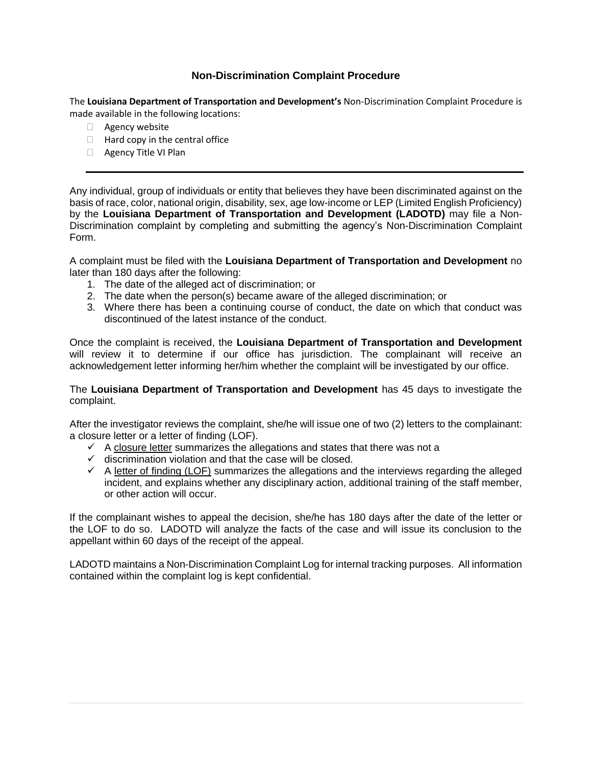## Non-Discrimination Complaint Procedure

The **Louisiana Department of Transportation and Development's** Non-Discrimination Complaint Procedure is made available in the following locations:

- Agency website
- Hard copy in the central office
- Agency Title VI Plan

---

Any individual, group of individuals or entity that believes they have been discriminated against on the basis of race, color, national origin, disability, sex, age low-income or LEP (Limited English Proficiency) by the **Louisiana Department of Transportation and Development (LADOTD)** may file a Non-Discrimination complaint by completing and submitting the agency's Non-Discrimination Complaint Form.

A complaint must be filed with the **Louisiana Department of Transportation and Development** no later than 180 days after the following:

1. The date of the alleged act of discrimination; or
2. The date when the person(s) became aware of the alleged discrimination; or
3. Where there has been a continuing course of conduct, the date on which that conduct was discontinued of the latest instance of the conduct.

Once the complaint is received, the **Louisiana Department of Transportation and Development** will review it to determine if our office has jurisdiction. The complainant will receive an acknowledgement letter informing her/him whether the complaint will be investigated by our office.

The **Louisiana Department of Transportation and Development** has 45 days to investigate the complaint.

After the investigator reviews the complaint, she/he will issue one of two (2) letters to the complainant: a closure letter or a letter of finding (LOF).

- ✓ A closure letter summarizes the allegations and states that there was not a
- ✓ discrimination violation and that the case will be closed.
- ✓ A letter of finding (LOF) summarizes the allegations and the interviews regarding the alleged incident, and explains whether any disciplinary action, additional training of the staff member, or other action will occur.

If the complainant wishes to appeal the decision, she/he has 180 days after the date of the letter or the LOF to do so. LADOTD will analyze the facts of the case and will issue its conclusion to the appellant within 60 days of the receipt of the appeal.

LADOTD maintains a Non-Discrimination Complaint Log for internal tracking purposes. All information contained within the complaint log is kept confidential.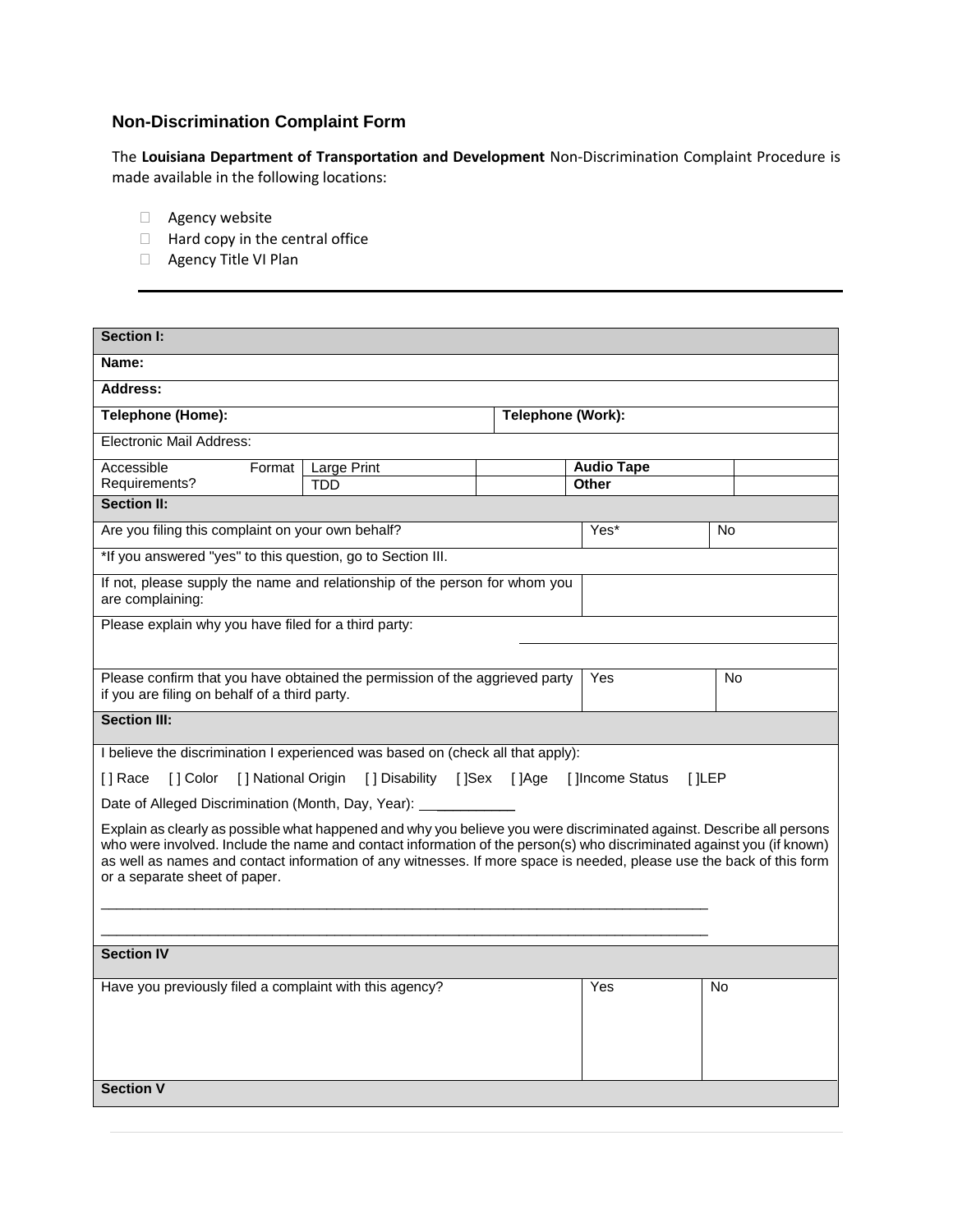## Non-Discrimination Complaint Form

The **Louisiana Department of Transportation and Development** Non-Discrimination Complaint Procedure is made available in the following locations:

- Agency website
- Hard copy in the central office
- Agency Title VI Plan

---

| **Section I:** | | | | | |
|---|---|---|---|---|---|
| **Name:** | | | | | |
| **Address:** | | | | | |
| **Telephone (Home):** | | | **Telephone (Work):** | | |
| Electronic Mail Address: | | | | | |
| Accessible Format Requirements? | Large Print | | **Audio Tape** | | |
| | TDD | | **Other** | | |
| **Section II:** | | | | | |
| Are you filing this complaint on your own behalf? | | | Yes* | No | |
| *If you answered "yes" to this question, go to Section III. | | | | | |
| If not, please supply the name and relationship of the person for whom you are complaining: | | | | | |
| Please explain why you have filed for a third party: | | | | | |
| Please confirm that you have obtained the permission of the aggrieved party if you are filing on behalf of a third party. | | | Yes | No | |
| **Section III:** | | | | | |

I believe the discrimination I experienced was based on (check all that apply):

[ ] Race [ ] Color [ ] National Origin [ ] Disability [ ]Sex [ ]Age [ ]Income Status [ ]LEP

Date of Alleged Discrimination (Month, Day, Year): ____________

Explain as clearly as possible what happened and why you believe you were discriminated against. Describe all persons who were involved. Include the name and contact information of the person(s) who discriminated against you (if known) as well as names and contact information of any witnesses. If more space is needed, please use the back of this form or a separate sheet of paper.

______________________________________________________________________________

______________________________________________________________________________

| **Section IV** | | |
|---|---|---|
| Have you previously filed a complaint with this agency? | Yes | No |
| **Section V** | | |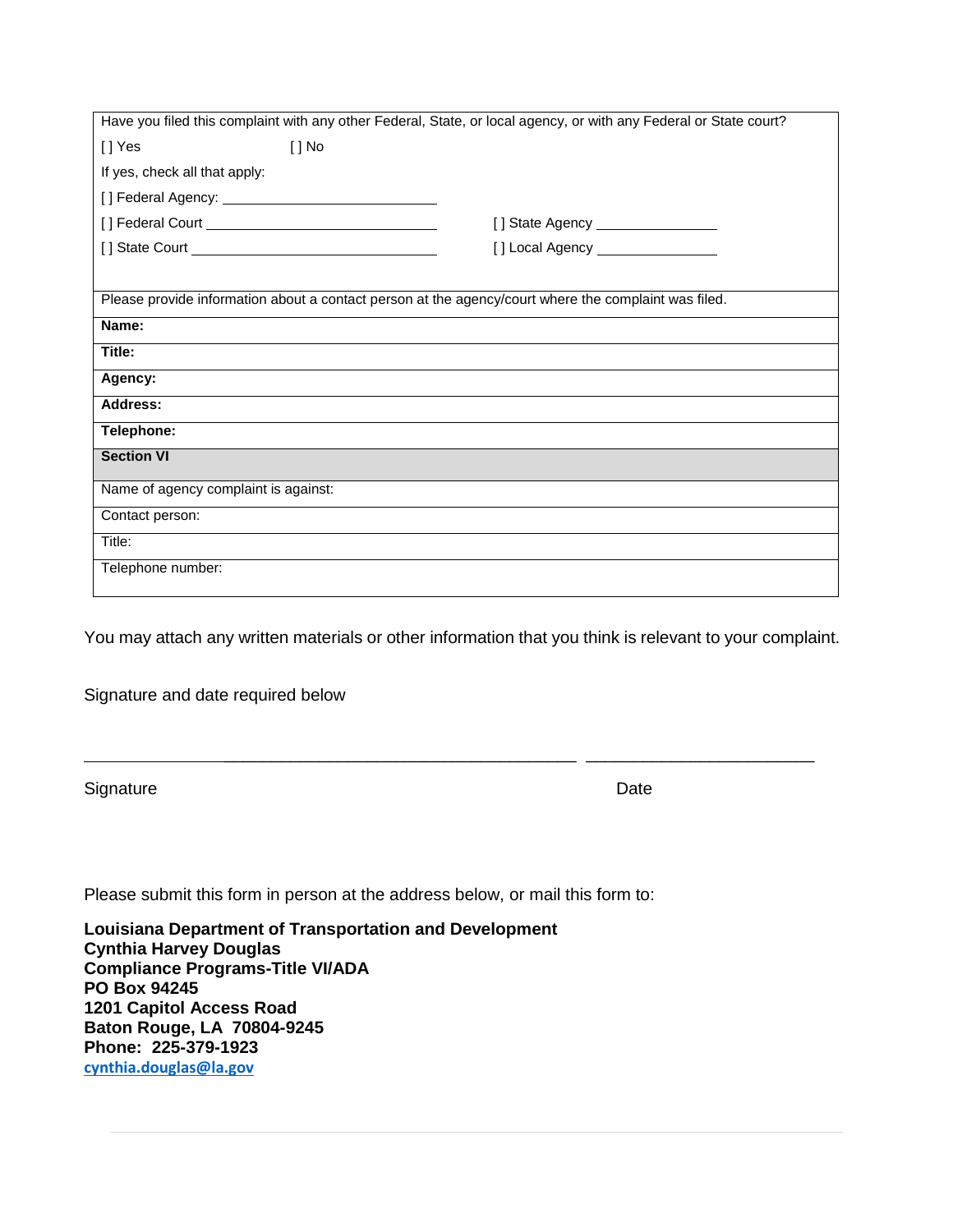| |
|---|
| Have you filed this complaint with any other Federal, State, or local agency, or with any Federal or State court? |
| [ ] Yes [ ] No |
| If yes, check all that apply: |
| [ ] Federal Agency: ______________________ |
| [ ] Federal Court ______________________ [ ] State Agency ______________ |
| [ ] State Court ______________________ [ ] Local Agency ______________ |
| Please provide information about a contact person at the agency/court where the complaint was filed. |
| **Name:** |
| **Title:** |
| **Agency:** |
| **Address:** |
| **Telephone:** |
| **Section VI** |
| Name of agency complaint is against: |
| Contact person: |
| Title: |
| Telephone number: |

You may attach any written materials or other information that you think is relevant to your complaint.

Signature and date required below

_______________________________________________ ________________________

Signature Date

Please submit this form in person at the address below, or mail this form to:

**Louisiana Department of Transportation and Development**
**Cynthia Harvey Douglas**
**Compliance Programs-Title VI/ADA**
**PO Box 94245**
**1201 Capitol Access Road**
**Baton Rouge, LA 70804-9245**
**Phone: 225-379-1923**
**cynthia.douglas@la.gov**